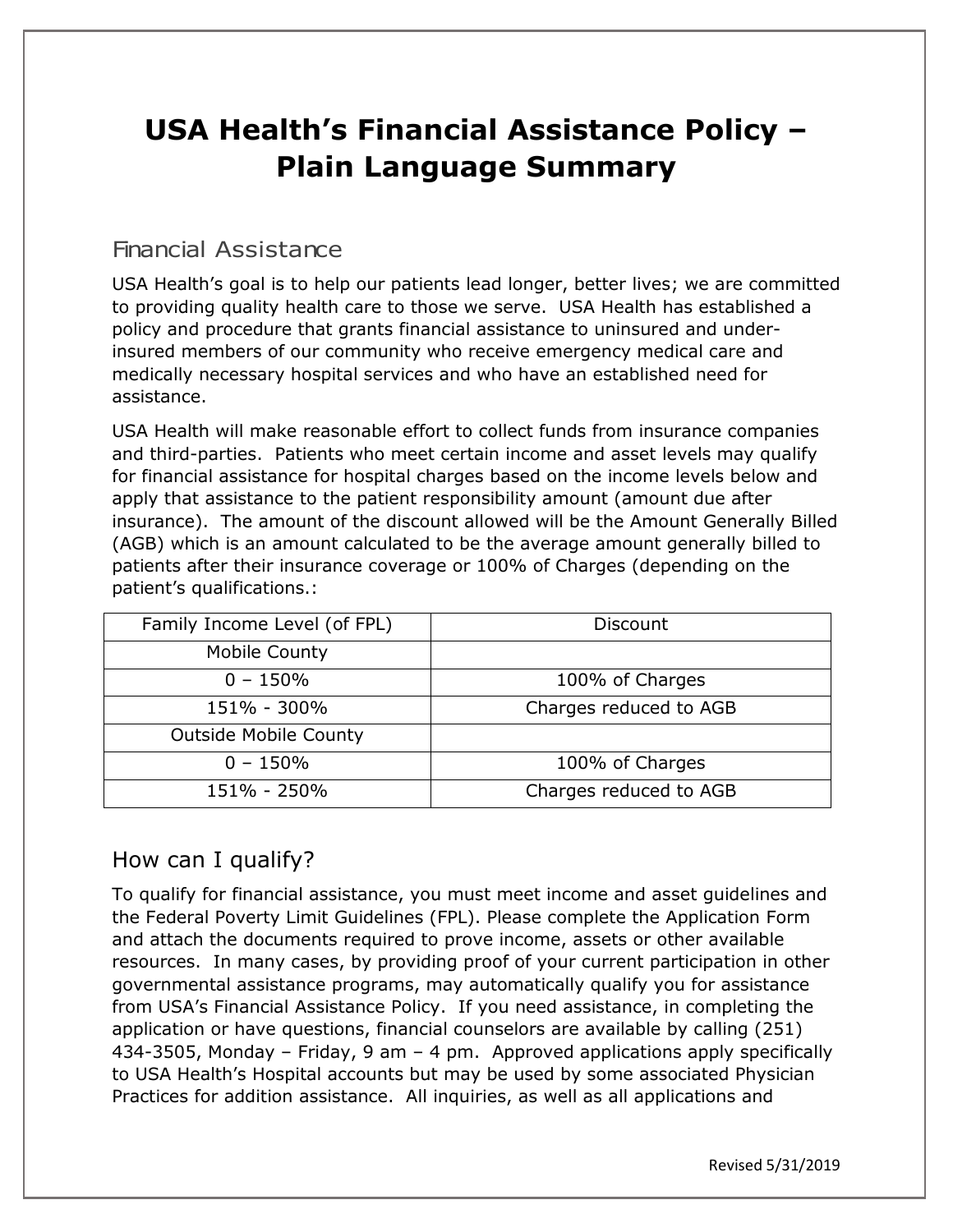# USA Health's Financial Assistance Policy – Plain Language Summary

## Financial Assistance

USA Health's goal is to help our patients lead longer, better lives; we are committed to providing quality health care to those we serve. USA Health has established a policy and procedure that grants financial assistance to uninsured and under-insured members of our community who receive emergency medical care and medically necessary hospital services and who have an established need for assistance.

USA Health will make reasonable effort to collect funds from insurance companies and third-parties. Patients who meet certain income and asset levels may qualify for financial assistance for hospital charges based on the income levels below and apply that assistance to the patient responsibility amount (amount due after insurance). The amount of the discount allowed will be the Amount Generally Billed (AGB) which is an amount calculated to be the average amount generally billed to patients after their insurance coverage or 100% of Charges (depending on the patient's qualifications.:

| Family Income Level (of FPL) | Discount |
|---|---|
| Mobile County | |
| 0 – 150% | 100% of Charges |
| 151% - 300% | Charges reduced to AGB |
| Outside Mobile County | |
| 0 – 150% | 100% of Charges |
| 151% - 250% | Charges reduced to AGB |

## How can I qualify?

To qualify for financial assistance, you must meet income and asset guidelines and the Federal Poverty Limit Guidelines (FPL). Please complete the Application Form and attach the documents required to prove income, assets or other available resources. In many cases, by providing proof of your current participation in other governmental assistance programs, may automatically qualify you for assistance from USA's Financial Assistance Policy. If you need assistance, in completing the application or have questions, financial counselors are available by calling (251) 434-3505, Monday – Friday, 9 am – 4 pm. Approved applications apply specifically to USA Health's Hospital accounts but may be used by some associated Physician Practices for addition assistance. All inquiries, as well as all applications and

Revised 5/31/2019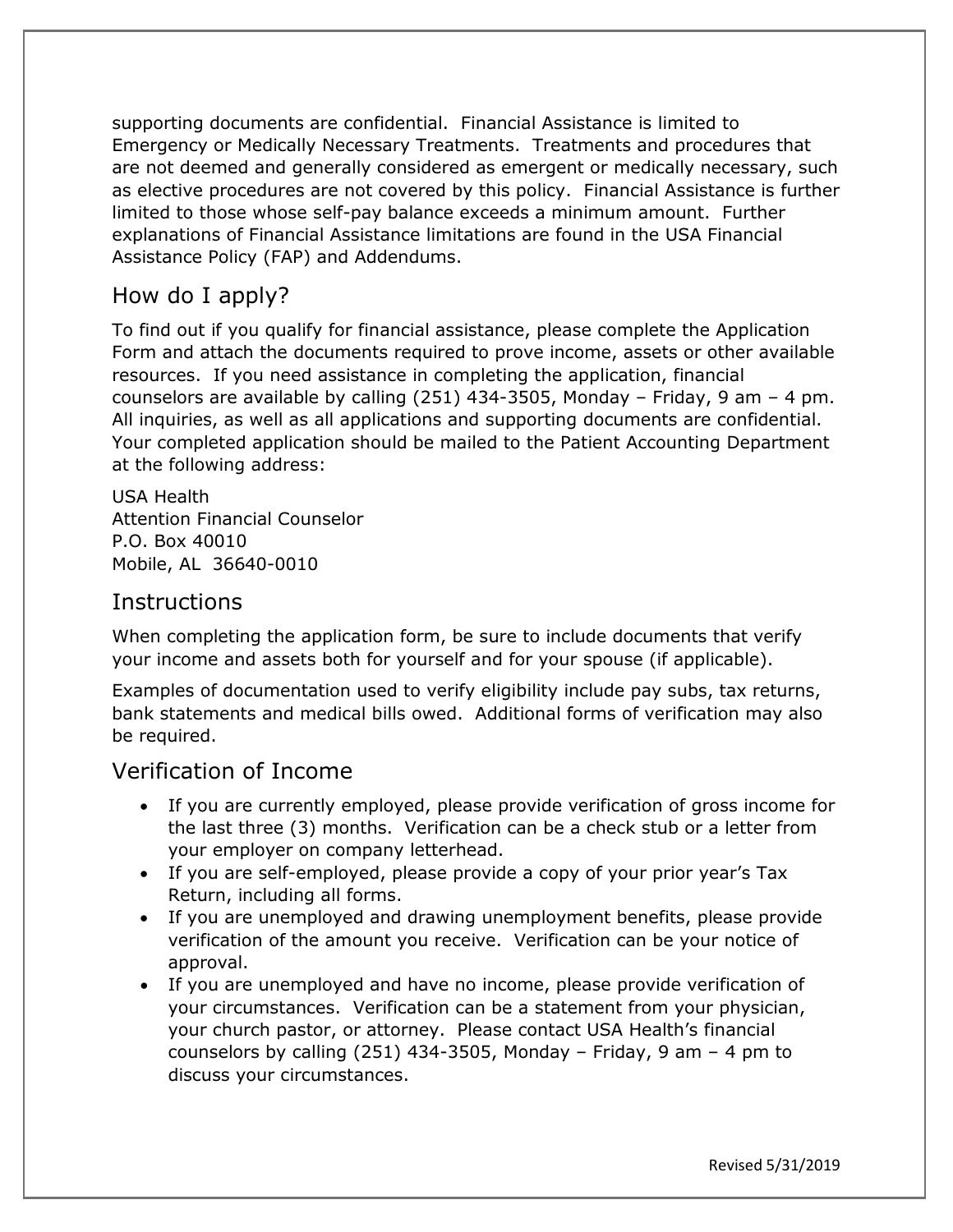supporting documents are confidential. Financial Assistance is limited to Emergency or Medically Necessary Treatments. Treatments and procedures that are not deemed and generally considered as emergent or medically necessary, such as elective procedures are not covered by this policy. Financial Assistance is further limited to those whose self-pay balance exceeds a minimum amount. Further explanations of Financial Assistance limitations are found in the USA Financial Assistance Policy (FAP) and Addendums.

## How do I apply?

To find out if you qualify for financial assistance, please complete the Application Form and attach the documents required to prove income, assets or other available resources. If you need assistance in completing the application, financial counselors are available by calling (251) 434-3505, Monday – Friday, 9 am – 4 pm. All inquiries, as well as all applications and supporting documents are confidential. Your completed application should be mailed to the Patient Accounting Department at the following address:

USA Health
Attention Financial Counselor
P.O. Box 40010
Mobile, AL 36640-0010

## Instructions

When completing the application form, be sure to include documents that verify your income and assets both for yourself and for your spouse (if applicable).

Examples of documentation used to verify eligibility include pay subs, tax returns, bank statements and medical bills owed. Additional forms of verification may also be required.

## Verification of Income

- If you are currently employed, please provide verification of gross income for the last three (3) months. Verification can be a check stub or a letter from your employer on company letterhead.
- If you are self-employed, please provide a copy of your prior year's Tax Return, including all forms.
- If you are unemployed and drawing unemployment benefits, please provide verification of the amount you receive. Verification can be your notice of approval.
- If you are unemployed and have no income, please provide verification of your circumstances. Verification can be a statement from your physician, your church pastor, or attorney. Please contact USA Health's financial counselors by calling (251) 434-3505, Monday – Friday, 9 am – 4 pm to discuss your circumstances.

Revised 5/31/2019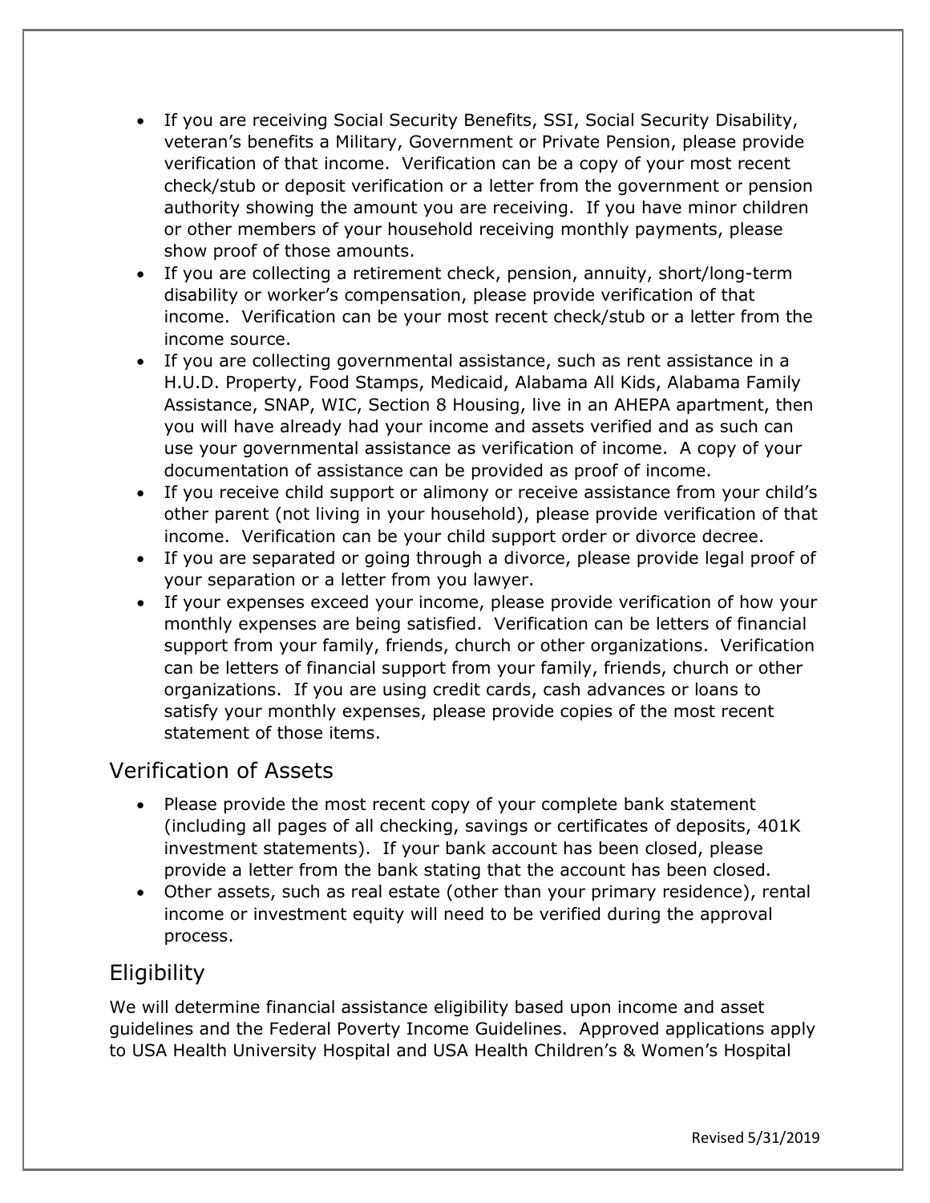- If you are receiving Social Security Benefits, SSI, Social Security Disability, veteran's benefits a Military, Government or Private Pension, please provide verification of that income. Verification can be a copy of your most recent check/stub or deposit verification or a letter from the government or pension authority showing the amount you are receiving. If you have minor children or other members of your household receiving monthly payments, please show proof of those amounts.
- If you are collecting a retirement check, pension, annuity, short/long-term disability or worker's compensation, please provide verification of that income. Verification can be your most recent check/stub or a letter from the income source.
- If you are collecting governmental assistance, such as rent assistance in a H.U.D. Property, Food Stamps, Medicaid, Alabama All Kids, Alabama Family Assistance, SNAP, WIC, Section 8 Housing, live in an AHEPA apartment, then you will have already had your income and assets verified and as such can use your governmental assistance as verification of income. A copy of your documentation of assistance can be provided as proof of income.
- If you receive child support or alimony or receive assistance from your child's other parent (not living in your household), please provide verification of that income. Verification can be your child support order or divorce decree.
- If you are separated or going through a divorce, please provide legal proof of your separation or a letter from you lawyer.
- If your expenses exceed your income, please provide verification of how your monthly expenses are being satisfied. Verification can be letters of financial support from your family, friends, church or other organizations. Verification can be letters of financial support from your family, friends, church or other organizations. If you are using credit cards, cash advances or loans to satisfy your monthly expenses, please provide copies of the most recent statement of those items.

## Verification of Assets

- Please provide the most recent copy of your complete bank statement (including all pages of all checking, savings or certificates of deposits, 401K investment statements). If your bank account has been closed, please provide a letter from the bank stating that the account has been closed.
- Other assets, such as real estate (other than your primary residence), rental income or investment equity will need to be verified during the approval process.

## Eligibility

We will determine financial assistance eligibility based upon income and asset guidelines and the Federal Poverty Income Guidelines. Approved applications apply to USA Health University Hospital and USA Health Children's & Women's Hospital

Revised 5/31/2019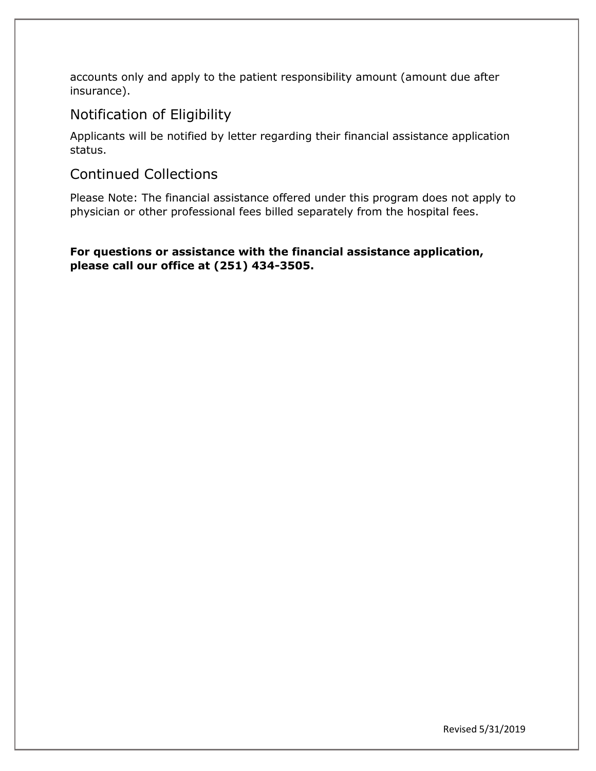accounts only and apply to the patient responsibility amount (amount due after insurance).

## Notification of Eligibility

Applicants will be notified by letter regarding their financial assistance application status.

## Continued Collections

Please Note: The financial assistance offered under this program does not apply to physician or other professional fees billed separately from the hospital fees.

**For questions or assistance with the financial assistance application, please call our office at (251) 434-3505.**

Revised 5/31/2019